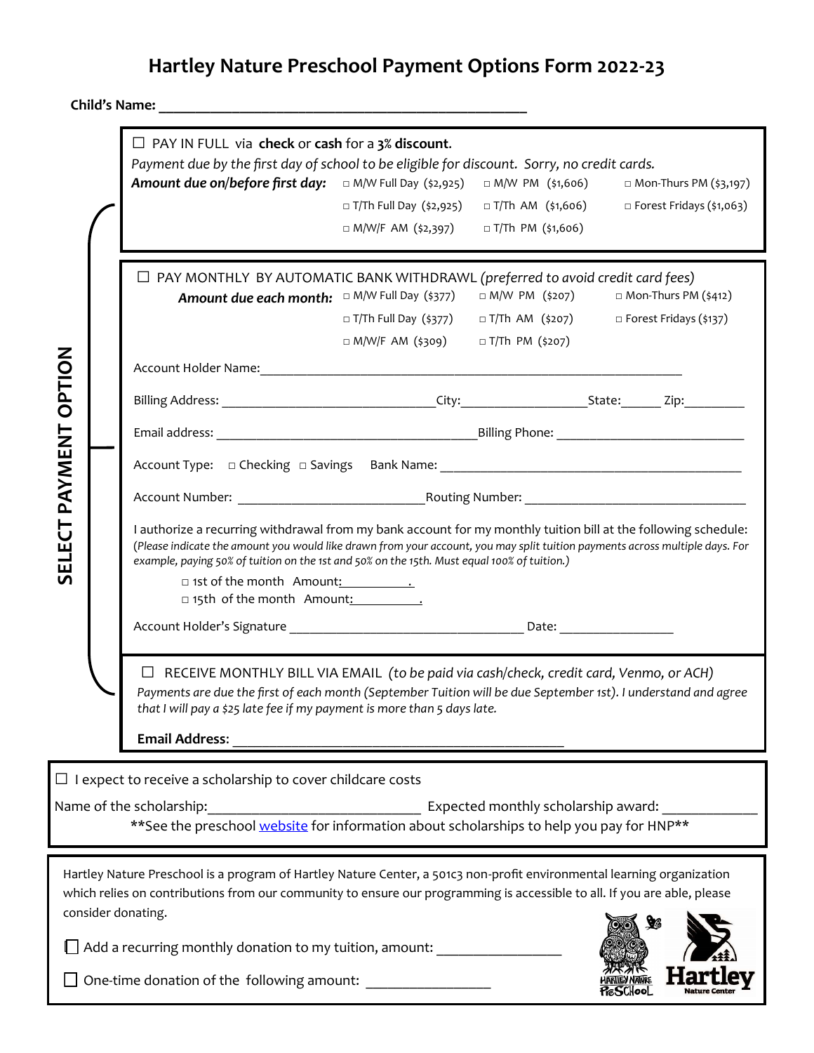# Hartley Nature Preschool Payment Options Form 2022-23

**Child's Name:** ___________________________________________

**SELECT PAYMENT OPTION**

☐ PAY IN FULL via **check** or **cash** for a **3% discount**.
*Payment due by the first day of school to be eligible for discount. Sorry, no credit cards.*

***Amount due on/before first day:***

- □ M/W Full Day ($2,925)
- □ M/W PM ($1,606)
- □ Mon-Thurs PM ($3,197)
- □ T/Th Full Day ($2,925)
- □ T/Th AM ($1,606)
- □ Forest Fridays ($1,063)
- □ M/W/F AM ($2,397)
- □ T/Th PM ($1,606)

☐ PAY MONTHLY BY AUTOMATIC BANK WITHDRAWL *(preferred to avoid credit card fees)*

***Amount due each month:***

- □ M/W Full Day ($377)
- □ M/W PM ($207)
- □ Mon-Thurs PM ($412)
- □ T/Th Full Day ($377)
- □ T/Th AM ($207)
- □ Forest Fridays ($137)
- □ M/W/F AM ($309)
- □ T/Th PM ($207)

Account Holder Name:___________________________________________

Billing Address: ______________________City:______________State:______ Zip:_________

Email address: ____________________________Billing Phone: ____________________

Account Type: □ Checking □ Savings Bank Name: ________________________________

Account Number: ____________________Routing Number: _______________________

I authorize a recurring withdrawal from my bank account for my monthly tuition bill at the following schedule:
*(Please indicate the amount you would like drawn from your account, you may split tuition payments across multiple days. For example, paying 50% of tuition on the 1st and 50% on the 15th. Must equal 100% of tuition.)*

- □ 1st of the month Amount:__________.
- □ 15th of the month Amount:__________.

Account Holder's Signature ___________________________ Date: _____________

☐ RECEIVE MONTHLY BILL VIA EMAIL *(to be paid via cash/check, credit card, Venmo, or ACH)*
*Payments are due the first of each month (September Tuition will be due September 1st). I understand and agree that I will pay a $25 late fee if my payment is more than 5 days late.*

**Email Address:** ____________________________________

☐ I expect to receive a scholarship to cover childcare costs

Name of the scholarship:______________________ Expected monthly scholarship award: __________

**See the preschool website for information about scholarships to help you pay for HNP**

Hartley Nature Preschool is a program of Hartley Nature Center, a 501c3 non-profit environmental learning organization which relies on contributions from our community to ensure our programming is accessible to all. If you are able, please consider donating.

☐ Add a recurring monthly donation to my tuition, amount: ______________

☐ One-time donation of the following amount: ______________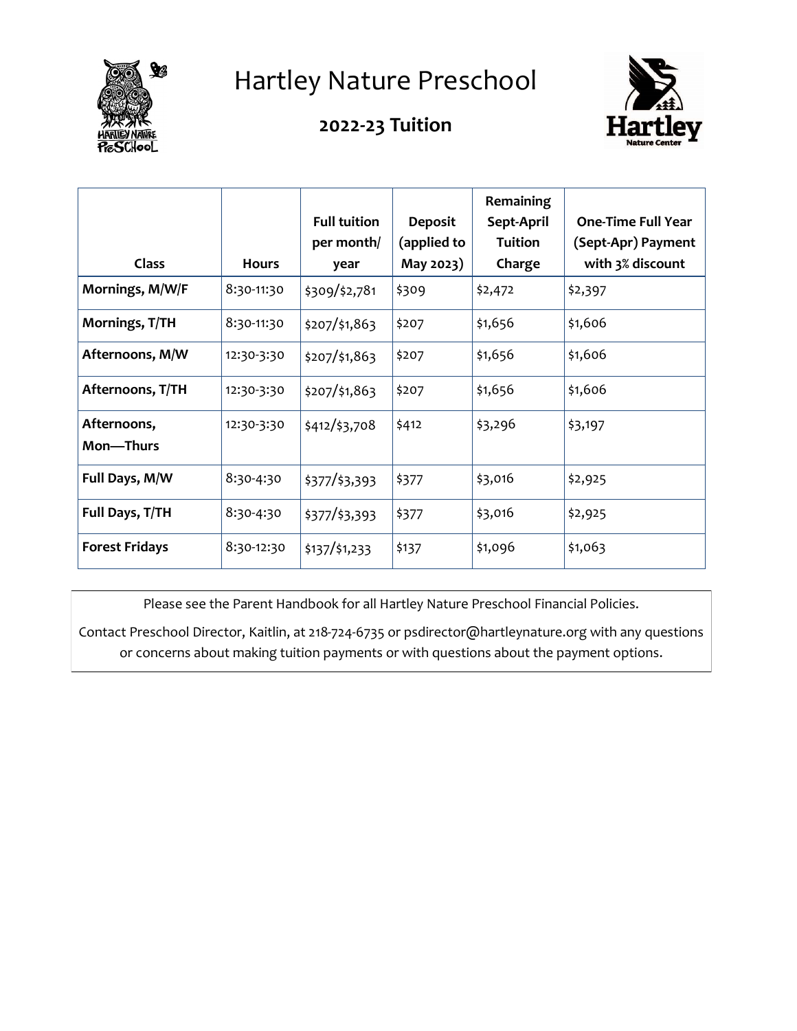# Hartley Nature Preschool

## 2022-23 Tuition

| Class | Hours | Full tuition per month/ year | Deposit (applied to May 2023) | Remaining Sept-April Tuition Charge | One-Time Full Year (Sept-Apr) Payment with 3% discount |
|---|---|---|---|---|---|
| **Mornings, M/W/F** | 8:30-11:30 | $309/$2,781 | $309 | $2,472 | $2,397 |
| **Mornings, T/TH** | 8:30-11:30 | $207/$1,863 | $207 | $1,656 | $1,606 |
| **Afternoons, M/W** | 12:30-3:30 | $207/$1,863 | $207 | $1,656 | $1,606 |
| **Afternoons, T/TH** | 12:30-3:30 | $207/$1,863 | $207 | $1,656 | $1,606 |
| **Afternoons, Mon—Thurs** | 12:30-3:30 | $412/$3,708 | $412 | $3,296 | $3,197 |
| **Full Days, M/W** | 8:30-4:30 | $377/$3,393 | $377 | $3,016 | $2,925 |
| **Full Days, T/TH** | 8:30-4:30 | $377/$3,393 | $377 | $3,016 | $2,925 |
| **Forest Fridays** | 8:30-12:30 | $137/$1,233 | $137 | $1,096 | $1,063 |

Please see the Parent Handbook for all Hartley Nature Preschool Financial Policies.

Contact Preschool Director, Kaitlin, at 218-724-6735 or psdirector@hartleynature.org with any questions or concerns about making tuition payments or with questions about the payment options.